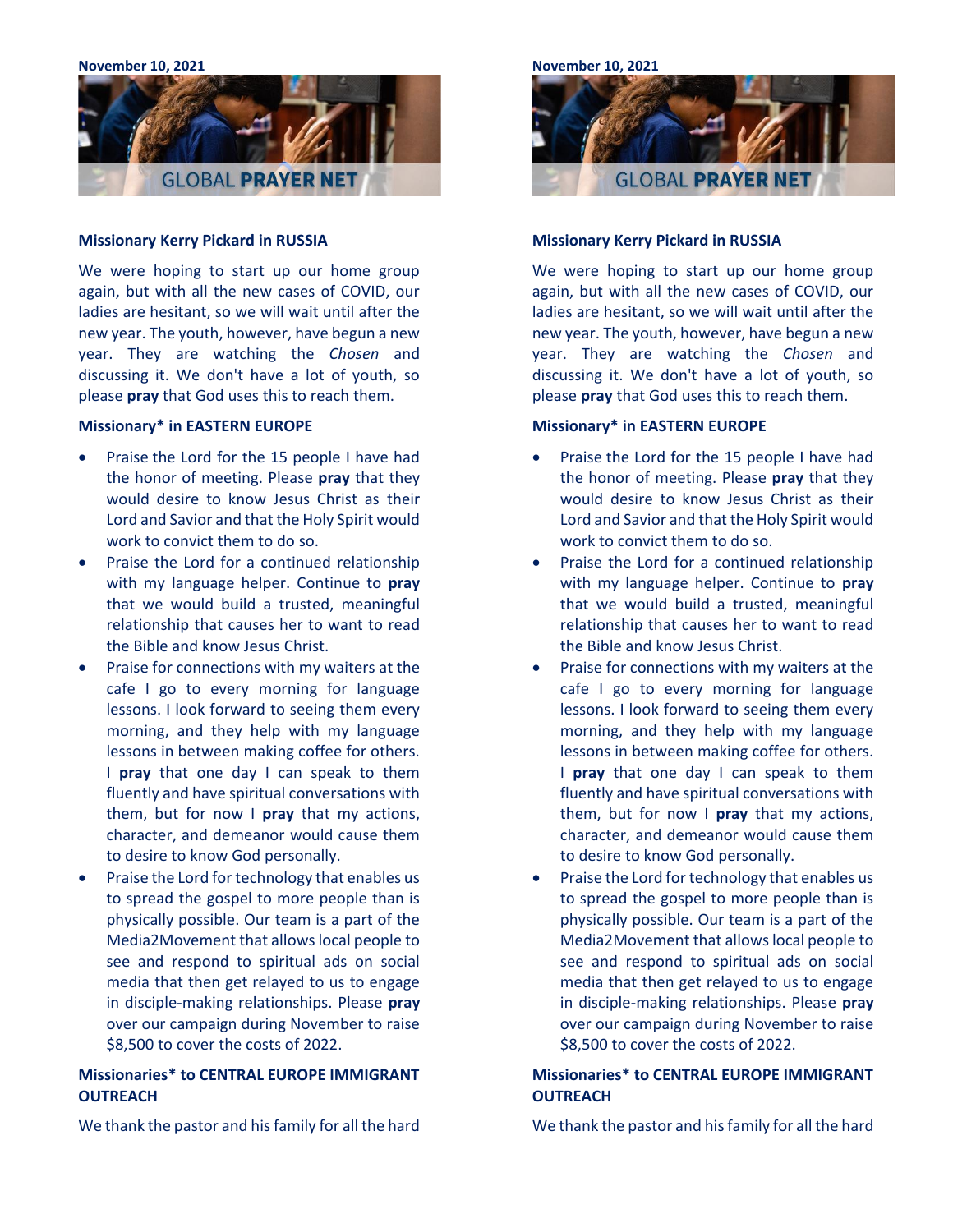November 10, 2021

GLOBAL **PRAYER NET**

**Missionary Kerry Pickard in RUSSIA**

We were hoping to start up our home group again, but with all the new cases of COVID, our ladies are hesitant, so we will wait until after the new year. The youth, however, have begun a new year. They are watching the *Chosen* and discussing it. We don't have a lot of youth, so please **pray** that God uses this to reach them.

**Missionary* in EASTERN EUROPE**

- Praise the Lord for the 15 people I have had the honor of meeting. Please **pray** that they would desire to know Jesus Christ as their Lord and Savior and that the Holy Spirit would work to convict them to do so.
- Praise the Lord for a continued relationship with my language helper. Continue to **pray** that we would build a trusted, meaningful relationship that causes her to want to read the Bible and know Jesus Christ.
- Praise for connections with my waiters at the cafe I go to every morning for language lessons. I look forward to seeing them every morning, and they help with my language lessons in between making coffee for others. I **pray** that one day I can speak to them fluently and have spiritual conversations with them, but for now I **pray** that my actions, character, and demeanor would cause them to desire to know God personally.
- Praise the Lord for technology that enables us to spread the gospel to more people than is physically possible. Our team is a part of the Media2Movement that allows local people to see and respond to spiritual ads on social media that then get relayed to us to engage in disciple-making relationships. Please **pray** over our campaign during November to raise $8,500 to cover the costs of 2022.

**Missionaries* to CENTRAL EUROPE IMMIGRANT OUTREACH**

We thank the pastor and his family for all the hard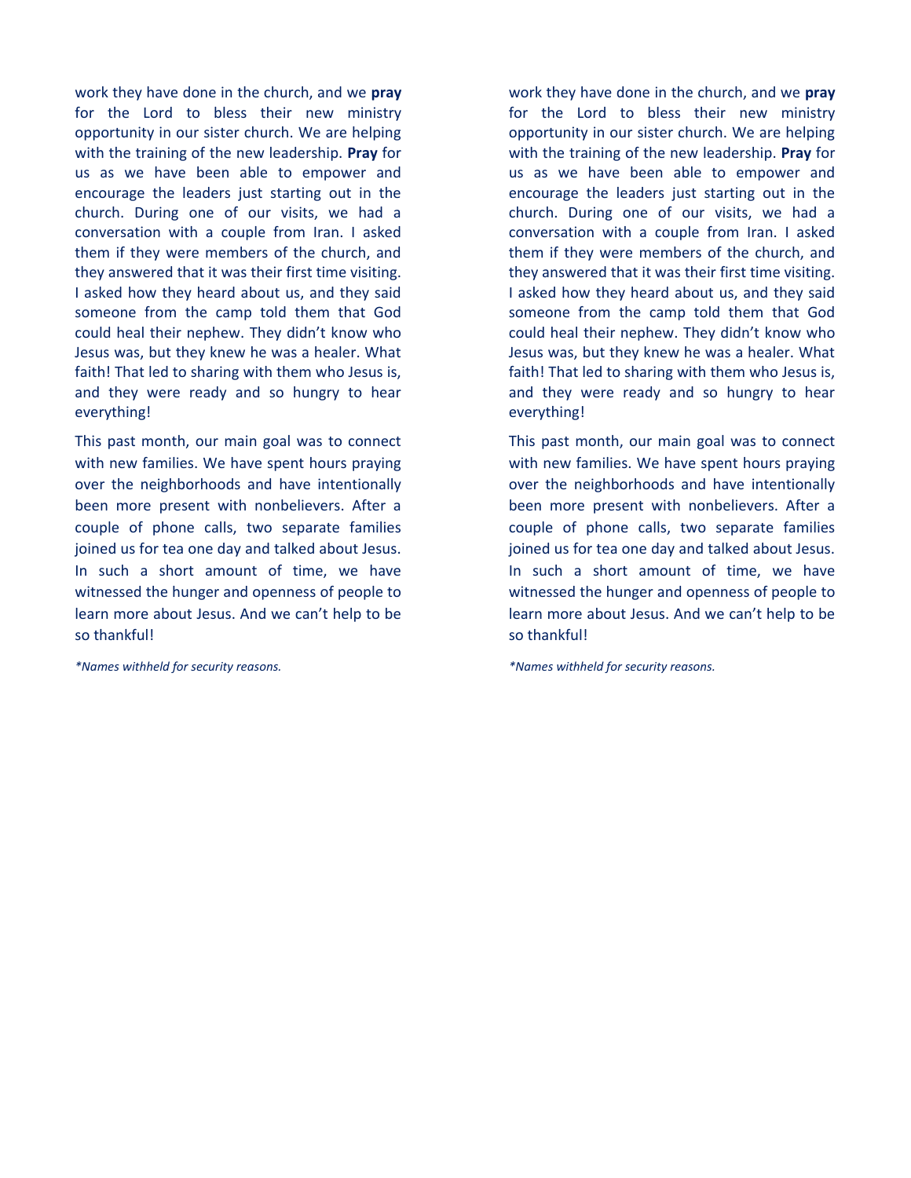work they have done in the church, and we **pray** for the Lord to bless their new ministry opportunity in our sister church. We are helping with the training of the new leadership. **Pray** for us as we have been able to empower and encourage the leaders just starting out in the church. During one of our visits, we had a conversation with a couple from Iran. I asked them if they were members of the church, and they answered that it was their first time visiting. I asked how they heard about us, and they said someone from the camp told them that God could heal their nephew. They didn't know who Jesus was, but they knew he was a healer. What faith! That led to sharing with them who Jesus is, and they were ready and so hungry to hear everything!

This past month, our main goal was to connect with new families. We have spent hours praying over the neighborhoods and have intentionally been more present with nonbelievers. After a couple of phone calls, two separate families joined us for tea one day and talked about Jesus. In such a short amount of time, we have witnessed the hunger and openness of people to learn more about Jesus. And we can't help to be so thankful!

*\*Names withheld for security reasons.*

work they have done in the church, and we **pray** for the Lord to bless their new ministry opportunity in our sister church. We are helping with the training of the new leadership. **Pray** for us as we have been able to empower and encourage the leaders just starting out in the church. During one of our visits, we had a conversation with a couple from Iran. I asked them if they were members of the church, and they answered that it was their first time visiting. I asked how they heard about us, and they said someone from the camp told them that God could heal their nephew. They didn't know who Jesus was, but they knew he was a healer. What faith! That led to sharing with them who Jesus is, and they were ready and so hungry to hear everything!

This past month, our main goal was to connect with new families. We have spent hours praying over the neighborhoods and have intentionally been more present with nonbelievers. After a couple of phone calls, two separate families joined us for tea one day and talked about Jesus. In such a short amount of time, we have witnessed the hunger and openness of people to learn more about Jesus. And we can't help to be so thankful!

*\*Names withheld for security reasons.*